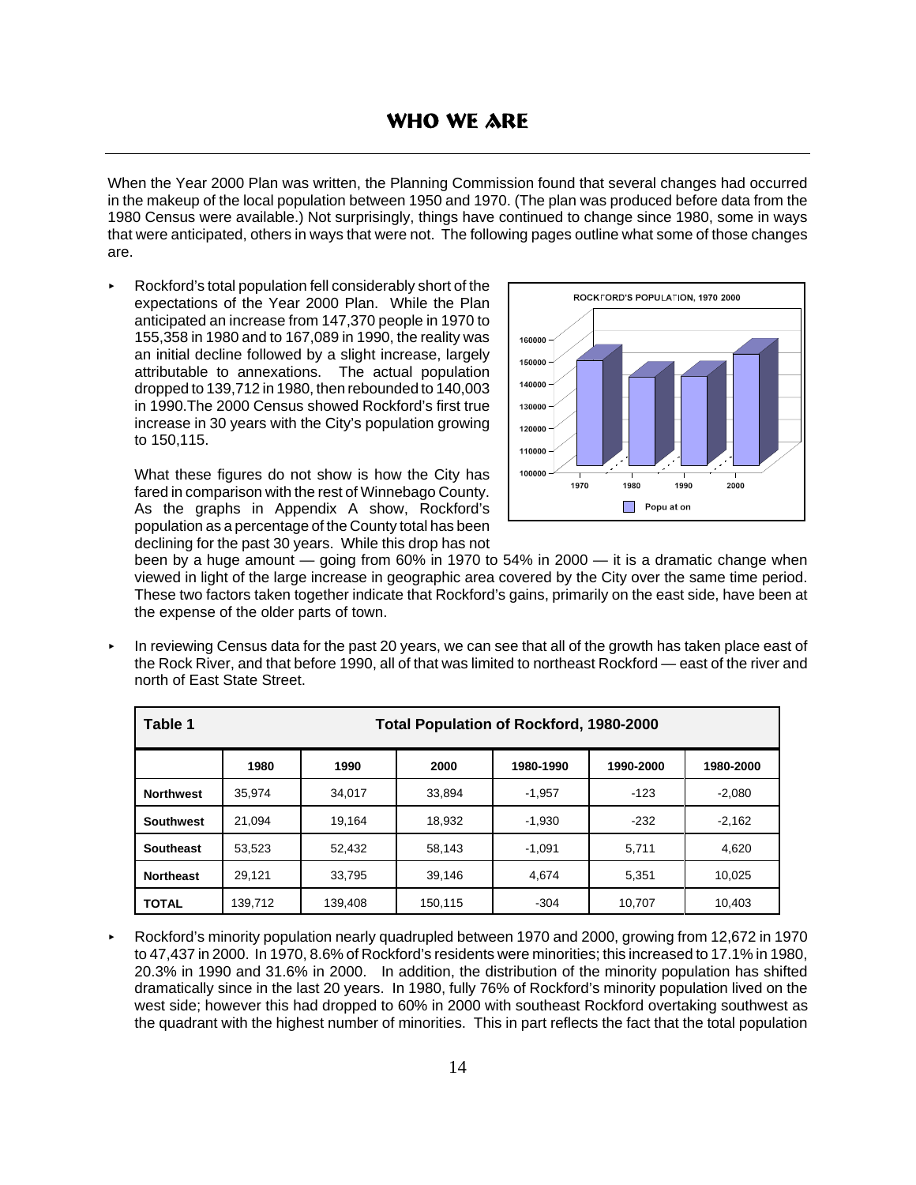# WHO WE ARE

When the Year 2000 Plan was written, the Planning Commission found that several changes had occurred in the makeup of the local population between 1950 and 1970. (The plan was produced before data from the 1980 Census were available.) Not surprisingly, things have continued to change since 1980, some in ways that were anticipated, others in ways that were not. The following pages outline what some of those changes are.

- Rockford's total population fell considerably short of the expectations of the Year 2000 Plan. While the Plan anticipated an increase from 147,370 people in 1970 to 155,358 in 1980 and to 167,089 in 1990, the reality was an initial decline followed by a slight increase, largely attributable to annexations. The actual population dropped to 139,712 in 1980, then rebounded to 140,003 in 1990.The 2000 Census showed Rockford's first true increase in 30 years with the City's population growing to 150,115.

  What these figures do not show is how the City has fared in comparison with the rest of Winnebago County. As the graphs in Appendix A show, Rockford's population as a percentage of the County total has been declining for the past 30 years. While this drop has not been by a huge amount — going from 60% in 1970 to 54% in 2000 — it is a dramatic change when viewed in light of the large increase in geographic area covered by the City over the same time period. These two factors taken together indicate that Rockford's gains, primarily on the east side, have been at the expense of the older parts of town.

- In reviewing Census data for the past 20 years, we can see that all of the growth has taken place east of the Rock River, and that before 1990, all of that was limited to northeast Rockford — east of the river and north of East State Street.

**Table 1 — Total Population of Rockford, 1980-2000**

| | 1980 | 1990 | 2000 | 1980-1990 | 1990-2000 | 1980-2000 |
|---|---|---|---|---|---|---|
| **Northwest** | 35,974 | 34,017 | 33,894 | -1,957 | -123 | -2,080 |
| **Southwest** | 21,094 | 19,164 | 18,932 | -1,930 | -232 | -2,162 |
| **Southeast** | 53,523 | 52,432 | 58,143 | -1,091 | 5,711 | 4,620 |
| **Northeast** | 29,121 | 33,795 | 39,146 | 4,674 | 5,351 | 10,025 |
| **TOTAL** | 139,712 | 139,408 | 150,115 | -304 | 10,707 | 10,403 |

- Rockford's minority population nearly quadrupled between 1970 and 2000, growing from 12,672 in 1970 to 47,437 in 2000. In 1970, 8.6% of Rockford's residents were minorities; this increased to 17.1% in 1980, 20.3% in 1990 and 31.6% in 2000. In addition, the distribution of the minority population has shifted dramatically since in the last 20 years. In 1980, fully 76% of Rockford's minority population lived on the west side; however this had dropped to 60% in 2000 with southeast Rockford overtaking southwest as the quadrant with the highest number of minorities. This in part reflects the fact that the total population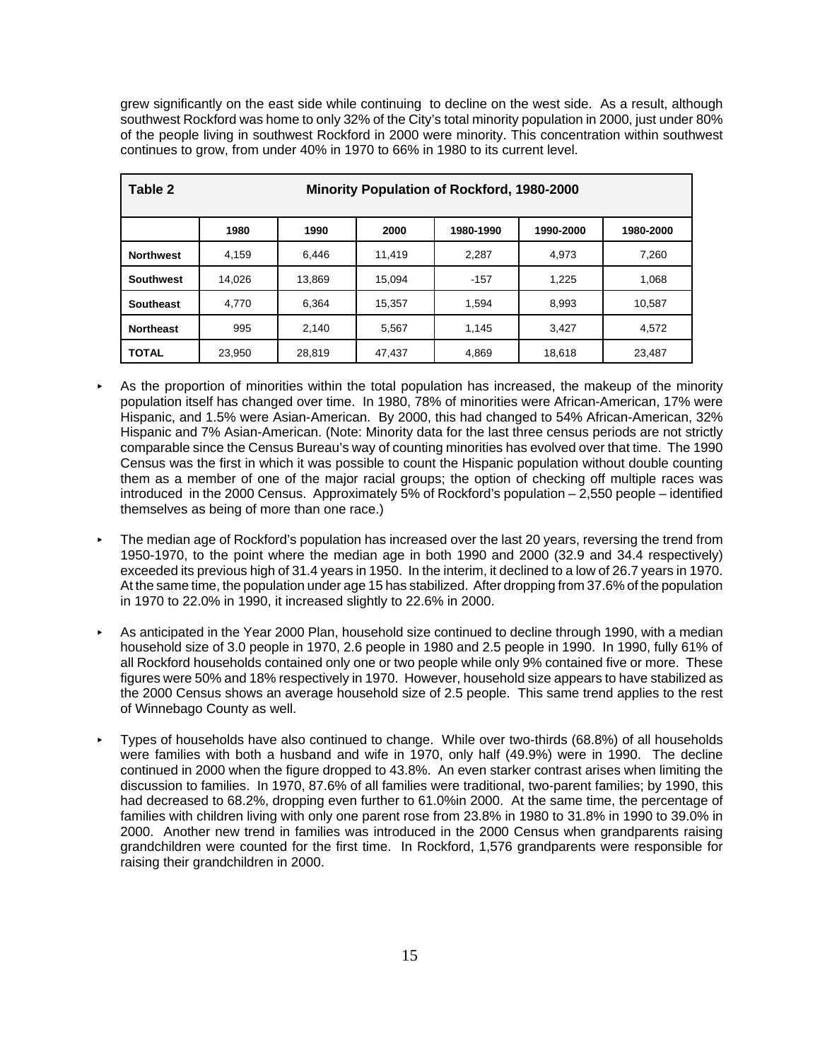grew significantly on the east side while continuing to decline on the west side. As a result, although southwest Rockford was home to only 32% of the City's total minority population in 2000, just under 80% of the people living in southwest Rockford in 2000 were minority. This concentration within southwest continues to grow, from under 40% in 1970 to 66% in 1980 to its current level.

| Table 2 | Minority Population of Rockford, 1980-2000 | | | | | |
|---|---|---|---|---|---|---|
| | **1980** | **1990** | **2000** | **1980-1990** | **1990-2000** | **1980-2000** |
| **Northwest** | 4,159 | 6,446 | 11,419 | 2,287 | 4,973 | 7,260 |
| **Southwest** | 14,026 | 13,869 | 15,094 | -157 | 1,225 | 1,068 |
| **Southeast** | 4,770 | 6,364 | 15,357 | 1,594 | 8,993 | 10,587 |
| **Northeast** | 995 | 2,140 | 5,567 | 1,145 | 3,427 | 4,572 |
| **TOTAL** | 23,950 | 28,819 | 47,437 | 4,869 | 18,618 | 23,487 |

- As the proportion of minorities within the total population has increased, the makeup of the minority population itself has changed over time. In 1980, 78% of minorities were African-American, 17% were Hispanic, and 1.5% were Asian-American. By 2000, this had changed to 54% African-American, 32% Hispanic and 7% Asian-American. (Note: Minority data for the last three census periods are not strictly comparable since the Census Bureau's way of counting minorities has evolved over that time. The 1990 Census was the first in which it was possible to count the Hispanic population without double counting them as a member of one of the major racial groups; the option of checking off multiple races was introduced in the 2000 Census. Approximately 5% of Rockford's population – 2,550 people – identified themselves as being of more than one race.)

- The median age of Rockford's population has increased over the last 20 years, reversing the trend from 1950-1970, to the point where the median age in both 1990 and 2000 (32.9 and 34.4 respectively) exceeded its previous high of 31.4 years in 1950. In the interim, it declined to a low of 26.7 years in 1970. At the same time, the population under age 15 has stabilized. After dropping from 37.6% of the population in 1970 to 22.0% in 1990, it increased slightly to 22.6% in 2000.

- As anticipated in the Year 2000 Plan, household size continued to decline through 1990, with a median household size of 3.0 people in 1970, 2.6 people in 1980 and 2.5 people in 1990. In 1990, fully 61% of all Rockford households contained only one or two people while only 9% contained five or more. These figures were 50% and 18% respectively in 1970. However, household size appears to have stabilized as the 2000 Census shows an average household size of 2.5 people. This same trend applies to the rest of Winnebago County as well.

- Types of households have also continued to change. While over two-thirds (68.8%) of all households were families with both a husband and wife in 1970, only half (49.9%) were in 1990. The decline continued in 2000 when the figure dropped to 43.8%. An even starker contrast arises when limiting the discussion to families. In 1970, 87.6% of all families were traditional, two-parent families; by 1990, this had decreased to 68.2%, dropping even further to 61.0%in 2000. At the same time, the percentage of families with children living with only one parent rose from 23.8% in 1980 to 31.8% in 1990 to 39.0% in 2000. Another new trend in families was introduced in the 2000 Census when grandparents raising grandchildren were counted for the first time. In Rockford, 1,576 grandparents were responsible for raising their grandchildren in 2000.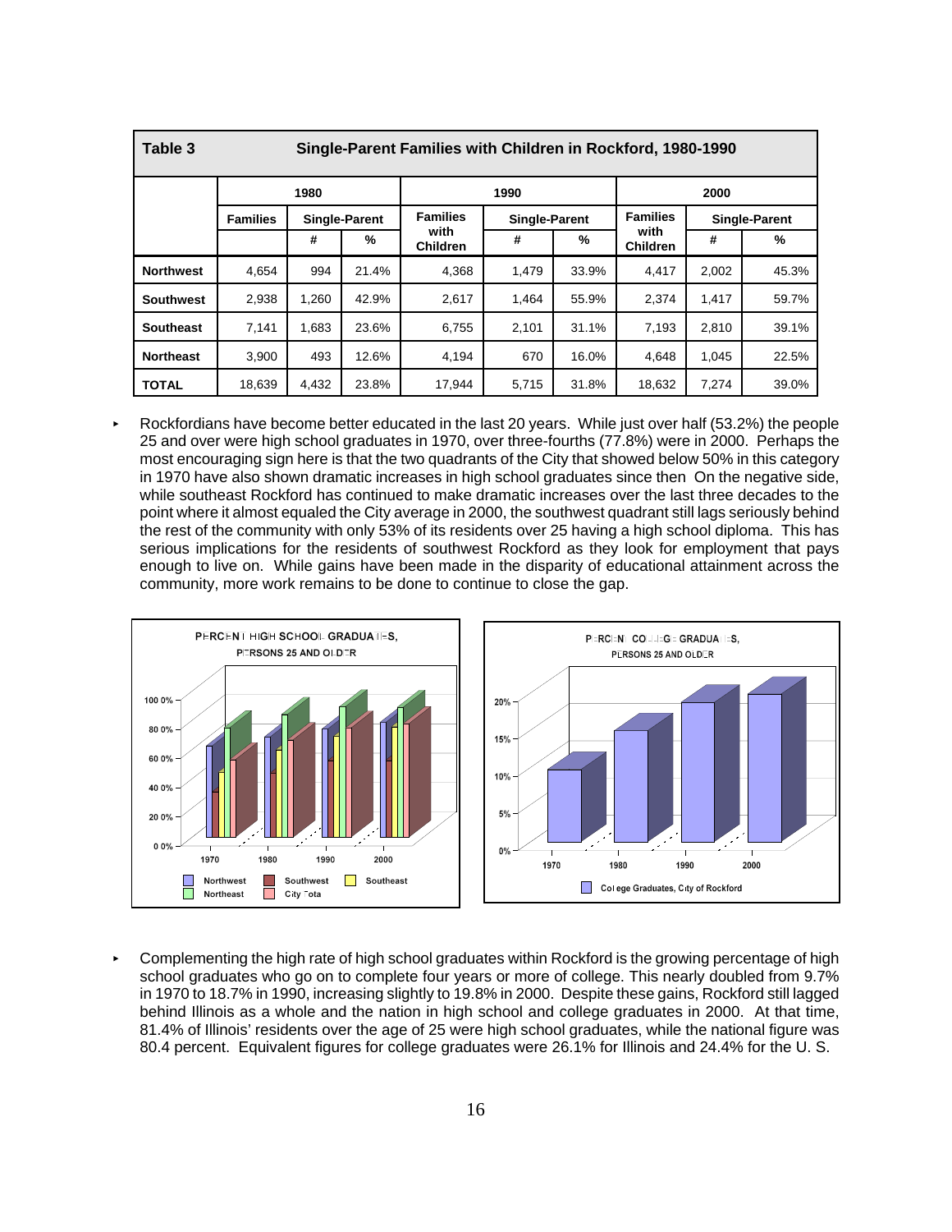| Table 3 | Single-Parent Families with Children in Rockford, 1980-1990 | | | | | | | | |
|---|---|---|---|---|---|---|---|---|---|
| | 1980 | | | 1990 | | | 2000 | | |
| | Families | Single-Parent | | Families with Children | Single-Parent | | Families with Children | Single-Parent | |
| | | # | % | | # | % | | # | % |
| **Northwest** | 4,654 | 994 | 21.4% | 4,368 | 1,479 | 33.9% | 4,417 | 2,002 | 45.3% |
| **Southwest** | 2,938 | 1,260 | 42.9% | 2,617 | 1,464 | 55.9% | 2,374 | 1,417 | 59.7% |
| **Southeast** | 7,141 | 1,683 | 23.6% | 6,755 | 2,101 | 31.1% | 7,193 | 2,810 | 39.1% |
| **Northeast** | 3,900 | 493 | 12.6% | 4,194 | 670 | 16.0% | 4,648 | 1,045 | 22.5% |
| **TOTAL** | 18,639 | 4,432 | 23.8% | 17,944 | 5,715 | 31.8% | 18,632 | 7,274 | 39.0% |

- Rockfordians have become better educated in the last 20 years. While just over half (53.2%) the people 25 and over were high school graduates in 1970, over three-fourths (77.8%) were in 2000. Perhaps the most encouraging sign here is that the two quadrants of the City that showed below 50% in this category in 1970 have also shown dramatic increases in high school graduates since then On the negative side, while southeast Rockford has continued to make dramatic increases over the last three decades to the point where it almost equaled the City average in 2000, the southwest quadrant still lags seriously behind the rest of the community with only 53% of its residents over 25 having a high school diploma. This has serious implications for the residents of southwest Rockford as they look for employment that pays enough to live on. While gains have been made in the disparity of educational attainment across the community, more work remains to be done to continue to close the gap.

**PERCENT HIGH SCHOOL GRADUATES, PERSONS 25 AND OLDER**

**PERCENT COLLEGE GRADUATES, PERSONS 25 AND OLDER**

- Complementing the high rate of high school graduates within Rockford is the growing percentage of high school graduates who go on to complete four years or more of college. This nearly doubled from 9.7% in 1970 to 18.7% in 1990, increasing slightly to 19.8% in 2000. Despite these gains, Rockford still lagged behind Illinois as a whole and the nation in high school and college graduates in 2000. At that time, 81.4% of Illinois' residents over the age of 25 were high school graduates, while the national figure was 80.4 percent. Equivalent figures for college graduates were 26.1% for Illinois and 24.4% for the U. S.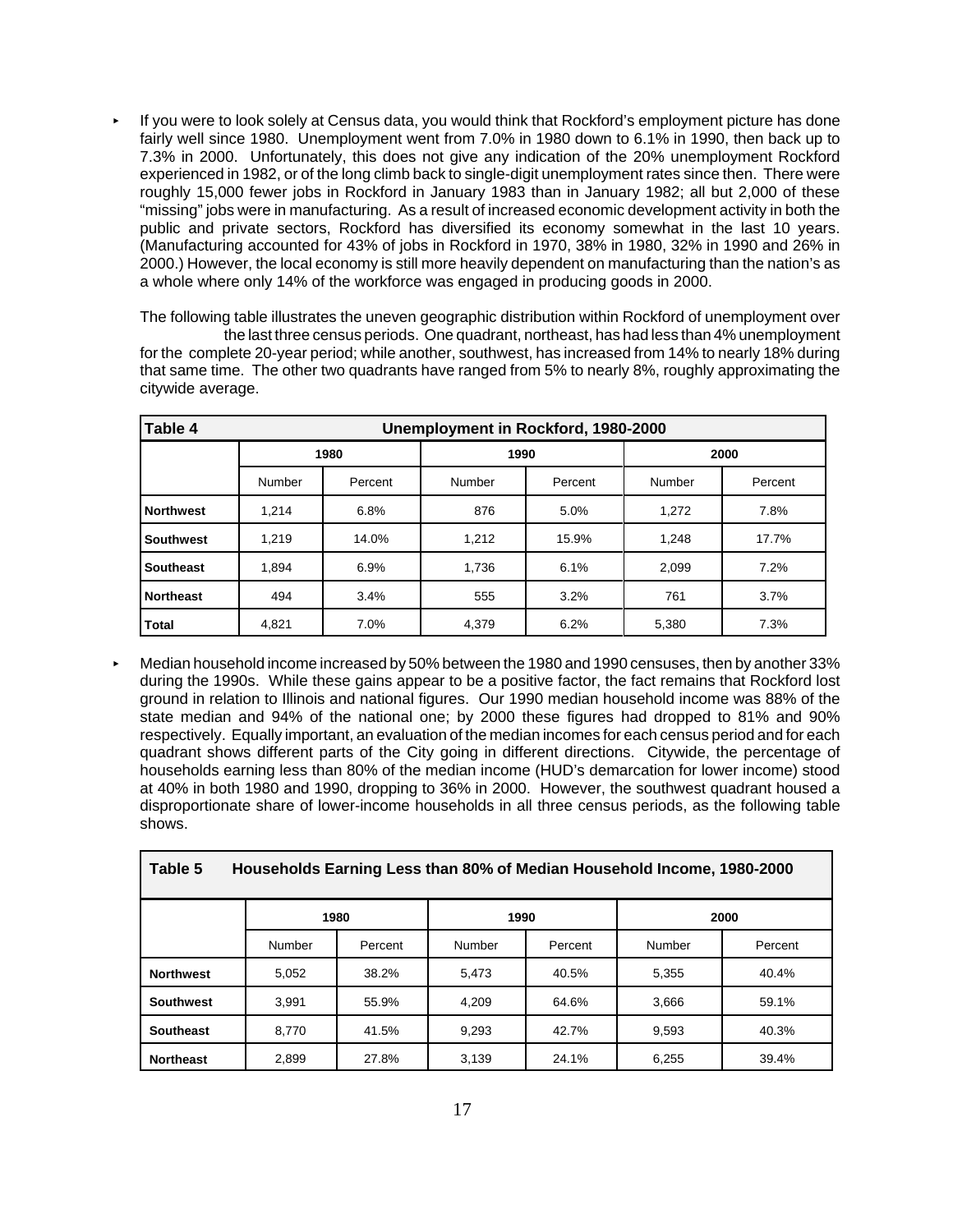- If you were to look solely at Census data, you would think that Rockford's employment picture has done fairly well since 1980. Unemployment went from 7.0% in 1980 down to 6.1% in 1990, then back up to 7.3% in 2000. Unfortunately, this does not give any indication of the 20% unemployment Rockford experienced in 1982, or of the long climb back to single-digit unemployment rates since then. There were roughly 15,000 fewer jobs in Rockford in January 1983 than in January 1982; all but 2,000 of these "missing" jobs were in manufacturing. As a result of increased economic development activity in both the public and private sectors, Rockford has diversified its economy somewhat in the last 10 years. (Manufacturing accounted for 43% of jobs in Rockford in 1970, 38% in 1980, 32% in 1990 and 26% in 2000.) However, the local economy is still more heavily dependent on manufacturing than the nation's as a whole where only 14% of the workforce was engaged in producing goods in 2000.

  The following table illustrates the uneven geographic distribution within Rockford of unemployment over the last three census periods. One quadrant, northeast, has had less than 4% unemployment for the complete 20-year period; while another, southwest, has increased from 14% to nearly 18% during that same time. The other two quadrants have ranged from 5% to nearly 8%, roughly approximating the citywide average.

**Table 4 Unemployment in Rockford, 1980-2000**

| | 1980 | | 1990 | | 2000 | |
|---|---|---|---|---|---|---|
| | Number | Percent | Number | Percent | Number | Percent |
| **Northwest** | 1,214 | 6.8% | 876 | 5.0% | 1,272 | 7.8% |
| **Southwest** | 1,219 | 14.0% | 1,212 | 15.9% | 1,248 | 17.7% |
| **Southeast** | 1,894 | 6.9% | 1,736 | 6.1% | 2,099 | 7.2% |
| **Northeast** | 494 | 3.4% | 555 | 3.2% | 761 | 3.7% |
| **Total** | 4,821 | 7.0% | 4,379 | 6.2% | 5,380 | 7.3% |

- Median household income increased by 50% between the 1980 and 1990 censuses, then by another 33% during the 1990s. While these gains appear to be a positive factor, the fact remains that Rockford lost ground in relation to Illinois and national figures. Our 1990 median household income was 88% of the state median and 94% of the national one; by 2000 these figures had dropped to 81% and 90% respectively. Equally important, an evaluation of the median incomes for each census period and for each quadrant shows different parts of the City going in different directions. Citywide, the percentage of households earning less than 80% of the median income (HUD's demarcation for lower income) stood at 40% in both 1980 and 1990, dropping to 36% in 2000. However, the southwest quadrant housed a disproportionate share of lower-income households in all three census periods, as the following table shows.

**Table 5 Households Earning Less than 80% of Median Household Income, 1980-2000**

| | 1980 | | 1990 | | 2000 | |
|---|---|---|---|---|---|---|
| | Number | Percent | Number | Percent | Number | Percent |
| **Northwest** | 5,052 | 38.2% | 5,473 | 40.5% | 5,355 | 40.4% |
| **Southwest** | 3,991 | 55.9% | 4,209 | 64.6% | 3,666 | 59.1% |
| **Southeast** | 8,770 | 41.5% | 9,293 | 42.7% | 9,593 | 40.3% |
| **Northeast** | 2,899 | 27.8% | 3,139 | 24.1% | 6,255 | 39.4% |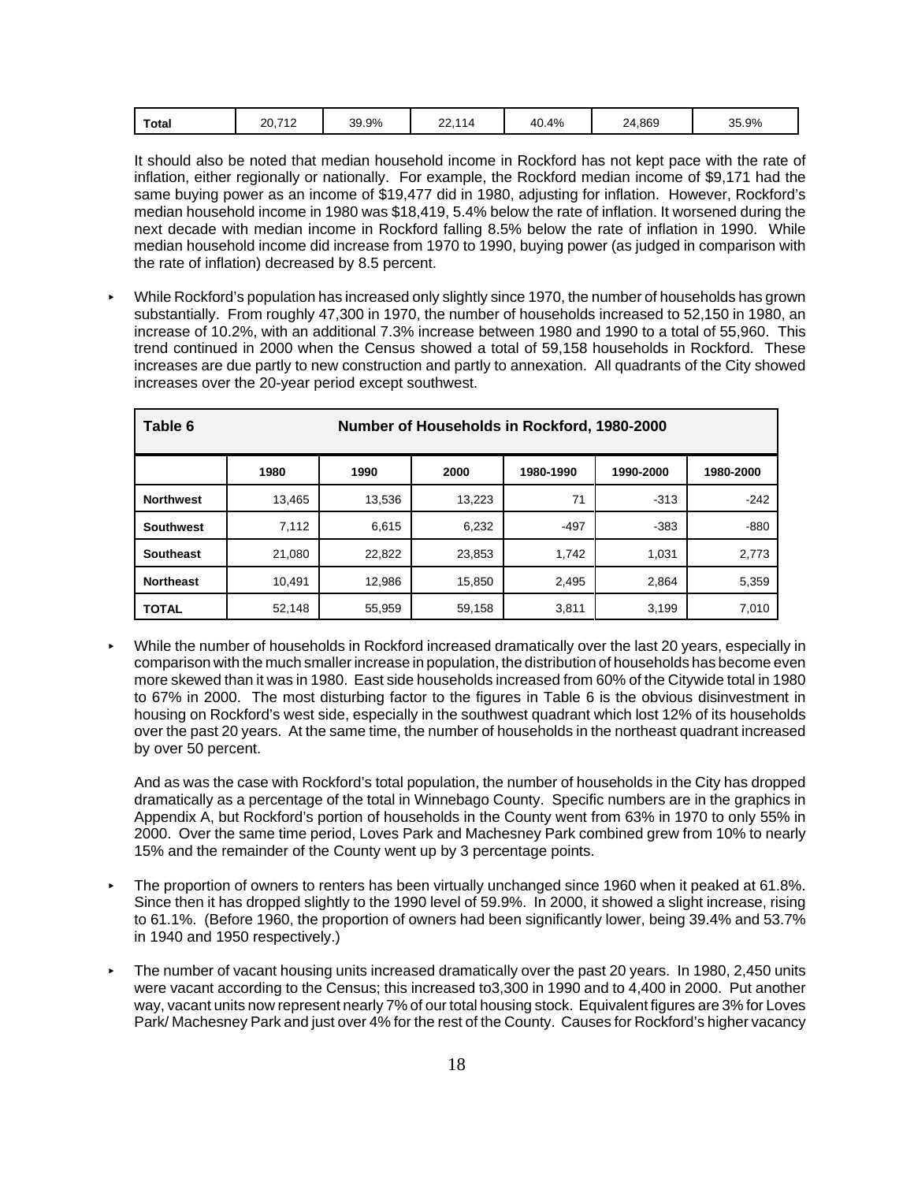| Total | 20,712 | 39.9% | 22,114 | 40.4% | 24,869 | 35.9% |
|---|---|---|---|---|---|---|

It should also be noted that median household income in Rockford has not kept pace with the rate of inflation, either regionally or nationally. For example, the Rockford median income of $9,171 had the same buying power as an income of $19,477 did in 1980, adjusting for inflation. However, Rockford's median household income in 1980 was $18,419, 5.4% below the rate of inflation. It worsened during the next decade with median income in Rockford falling 8.5% below the rate of inflation in 1990. While median household income did increase from 1970 to 1990, buying power (as judged in comparison with the rate of inflation) decreased by 8.5 percent.

- While Rockford's population has increased only slightly since 1970, the number of households has grown substantially. From roughly 47,300 in 1970, the number of households increased to 52,150 in 1980, an increase of 10.2%, with an additional 7.3% increase between 1980 and 1990 to a total of 55,960. This trend continued in 2000 when the Census showed a total of 59,158 households in Rockford. These increases are due partly to new construction and partly to annexation. All quadrants of the City showed increases over the 20-year period except southwest.

| Table 6 | Number of Households in Rockford, 1980-2000 | | | | | |
|---|---|---|---|---|---|---|
| | 1980 | 1990 | 2000 | 1980-1990 | 1990-2000 | 1980-2000 |
| **Northwest** | 13,465 | 13,536 | 13,223 | 71 | -313 | -242 |
| **Southwest** | 7,112 | 6,615 | 6,232 | -497 | -383 | -880 |
| **Southeast** | 21,080 | 22,822 | 23,853 | 1,742 | 1,031 | 2,773 |
| **Northeast** | 10,491 | 12,986 | 15,850 | 2,495 | 2,864 | 5,359 |
| **TOTAL** | 52,148 | 55,959 | 59,158 | 3,811 | 3,199 | 7,010 |

- While the number of households in Rockford increased dramatically over the last 20 years, especially in comparison with the much smaller increase in population, the distribution of households has become even more skewed than it was in 1980. East side households increased from 60% of the Citywide total in 1980 to 67% in 2000. The most disturbing factor to the figures in Table 6 is the obvious disinvestment in housing on Rockford's west side, especially in the southwest quadrant which lost 12% of its households over the past 20 years. At the same time, the number of households in the northeast quadrant increased by over 50 percent.

  And as was the case with Rockford's total population, the number of households in the City has dropped dramatically as a percentage of the total in Winnebago County. Specific numbers are in the graphics in Appendix A, but Rockford's portion of households in the County went from 63% in 1970 to only 55% in 2000. Over the same time period, Loves Park and Machesney Park combined grew from 10% to nearly 15% and the remainder of the County went up by 3 percentage points.

- The proportion of owners to renters has been virtually unchanged since 1960 when it peaked at 61.8%. Since then it has dropped slightly to the 1990 level of 59.9%. In 2000, it showed a slight increase, rising to 61.1%. (Before 1960, the proportion of owners had been significantly lower, being 39.4% and 53.7% in 1940 and 1950 respectively.)

- The number of vacant housing units increased dramatically over the past 20 years. In 1980, 2,450 units were vacant according to the Census; this increased to3,300 in 1990 and to 4,400 in 2000. Put another way, vacant units now represent nearly 7% of our total housing stock. Equivalent figures are 3% for Loves Park/ Machesney Park and just over 4% for the rest of the County. Causes for Rockford's higher vacancy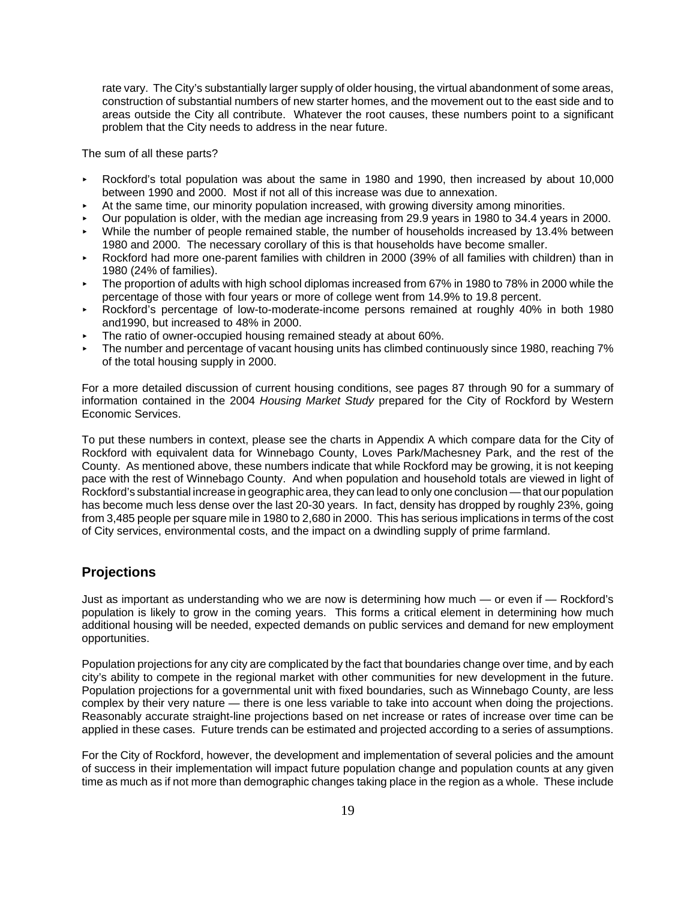rate vary. The City's substantially larger supply of older housing, the virtual abandonment of some areas, construction of substantial numbers of new starter homes, and the movement out to the east side and to areas outside the City all contribute. Whatever the root causes, these numbers point to a significant problem that the City needs to address in the near future.

The sum of all these parts?

- Rockford's total population was about the same in 1980 and 1990, then increased by about 10,000 between 1990 and 2000. Most if not all of this increase was due to annexation.
- At the same time, our minority population increased, with growing diversity among minorities.
- Our population is older, with the median age increasing from 29.9 years in 1980 to 34.4 years in 2000.
- While the number of people remained stable, the number of households increased by 13.4% between 1980 and 2000. The necessary corollary of this is that households have become smaller.
- Rockford had more one-parent families with children in 2000 (39% of all families with children) than in 1980 (24% of families).
- The proportion of adults with high school diplomas increased from 67% in 1980 to 78% in 2000 while the percentage of those with four years or more of college went from 14.9% to 19.8 percent.
- Rockford's percentage of low-to-moderate-income persons remained at roughly 40% in both 1980 and1990, but increased to 48% in 2000.
- The ratio of owner-occupied housing remained steady at about 60%.
- The number and percentage of vacant housing units has climbed continuously since 1980, reaching 7% of the total housing supply in 2000.

For a more detailed discussion of current housing conditions, see pages 87 through 90 for a summary of information contained in the 2004 *Housing Market Study* prepared for the City of Rockford by Western Economic Services.

To put these numbers in context, please see the charts in Appendix A which compare data for the City of Rockford with equivalent data for Winnebago County, Loves Park/Machesney Park, and the rest of the County. As mentioned above, these numbers indicate that while Rockford may be growing, it is not keeping pace with the rest of Winnebago County. And when population and household totals are viewed in light of Rockford's substantial increase in geographic area, they can lead to only one conclusion — that our population has become much less dense over the last 20-30 years. In fact, density has dropped by roughly 23%, going from 3,485 people per square mile in 1980 to 2,680 in 2000. This has serious implications in terms of the cost of City services, environmental costs, and the impact on a dwindling supply of prime farmland.

## Projections

Just as important as understanding who we are now is determining how much — or even if — Rockford's population is likely to grow in the coming years. This forms a critical element in determining how much additional housing will be needed, expected demands on public services and demand for new employment opportunities.

Population projections for any city are complicated by the fact that boundaries change over time, and by each city's ability to compete in the regional market with other communities for new development in the future. Population projections for a governmental unit with fixed boundaries, such as Winnebago County, are less complex by their very nature — there is one less variable to take into account when doing the projections. Reasonably accurate straight-line projections based on net increase or rates of increase over time can be applied in these cases. Future trends can be estimated and projected according to a series of assumptions.

For the City of Rockford, however, the development and implementation of several policies and the amount of success in their implementation will impact future population change and population counts at any given time as much as if not more than demographic changes taking place in the region as a whole. These include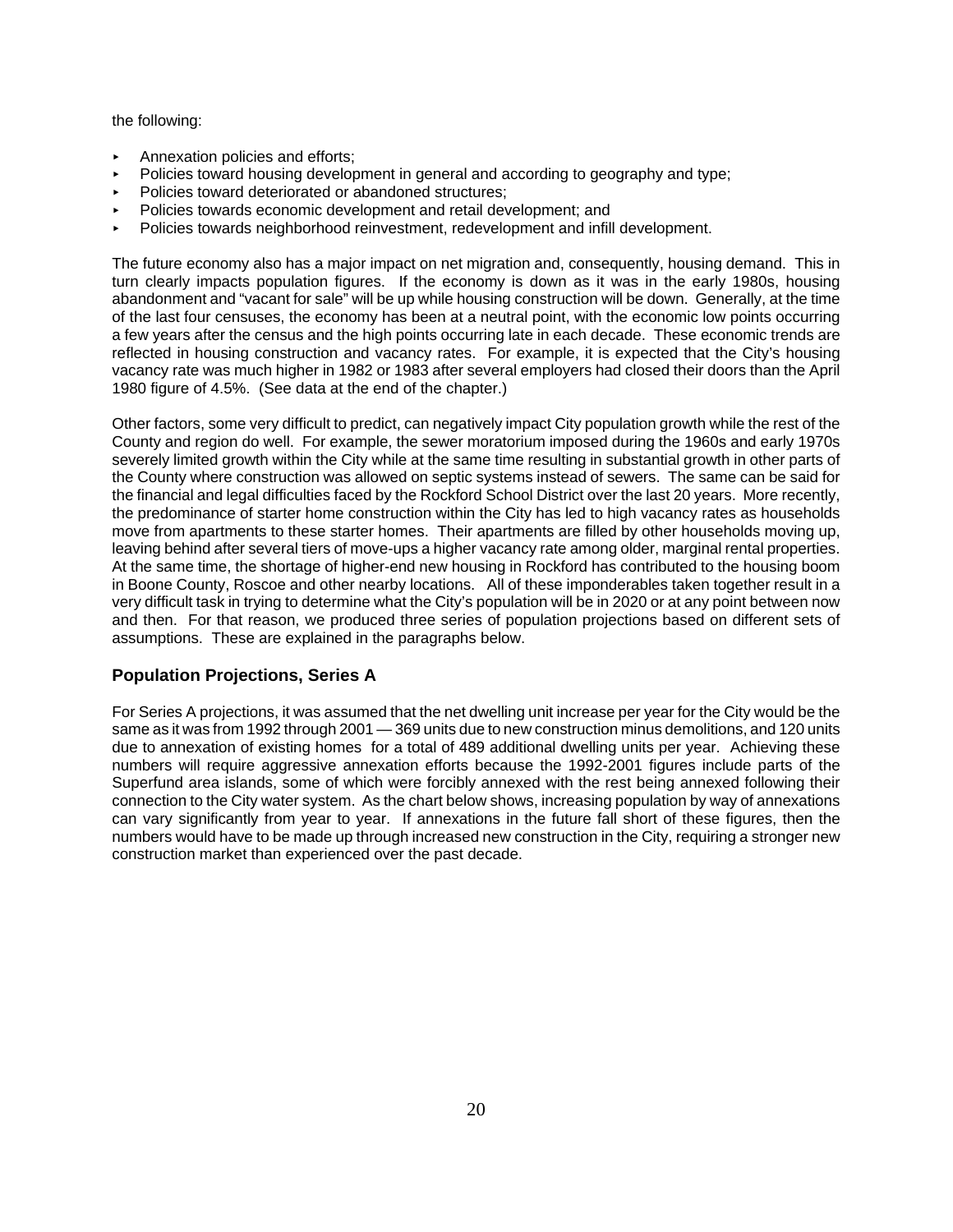the following:

- Annexation policies and efforts;
- Policies toward housing development in general and according to geography and type;
- Policies toward deteriorated or abandoned structures;
- Policies towards economic development and retail development; and
- Policies towards neighborhood reinvestment, redevelopment and infill development.

The future economy also has a major impact on net migration and, consequently, housing demand. This in turn clearly impacts population figures. If the economy is down as it was in the early 1980s, housing abandonment and "vacant for sale" will be up while housing construction will be down. Generally, at the time of the last four censuses, the economy has been at a neutral point, with the economic low points occurring a few years after the census and the high points occurring late in each decade. These economic trends are reflected in housing construction and vacancy rates. For example, it is expected that the City's housing vacancy rate was much higher in 1982 or 1983 after several employers had closed their doors than the April 1980 figure of 4.5%. (See data at the end of the chapter.)

Other factors, some very difficult to predict, can negatively impact City population growth while the rest of the County and region do well. For example, the sewer moratorium imposed during the 1960s and early 1970s severely limited growth within the City while at the same time resulting in substantial growth in other parts of the County where construction was allowed on septic systems instead of sewers. The same can be said for the financial and legal difficulties faced by the Rockford School District over the last 20 years. More recently, the predominance of starter home construction within the City has led to high vacancy rates as households move from apartments to these starter homes. Their apartments are filled by other households moving up, leaving behind after several tiers of move-ups a higher vacancy rate among older, marginal rental properties. At the same time, the shortage of higher-end new housing in Rockford has contributed to the housing boom in Boone County, Roscoe and other nearby locations. All of these imponderables taken together result in a very difficult task in trying to determine what the City's population will be in 2020 or at any point between now and then. For that reason, we produced three series of population projections based on different sets of assumptions. These are explained in the paragraphs below.

### Population Projections, Series A

For Series A projections, it was assumed that the net dwelling unit increase per year for the City would be the same as it was from 1992 through 2001 — 369 units due to new construction minus demolitions, and 120 units due to annexation of existing homes for a total of 489 additional dwelling units per year. Achieving these numbers will require aggressive annexation efforts because the 1992-2001 figures include parts of the Superfund area islands, some of which were forcibly annexed with the rest being annexed following their connection to the City water system. As the chart below shows, increasing population by way of annexations can vary significantly from year to year. If annexations in the future fall short of these figures, then the numbers would have to be made up through increased new construction in the City, requiring a stronger new construction market than experienced over the past decade.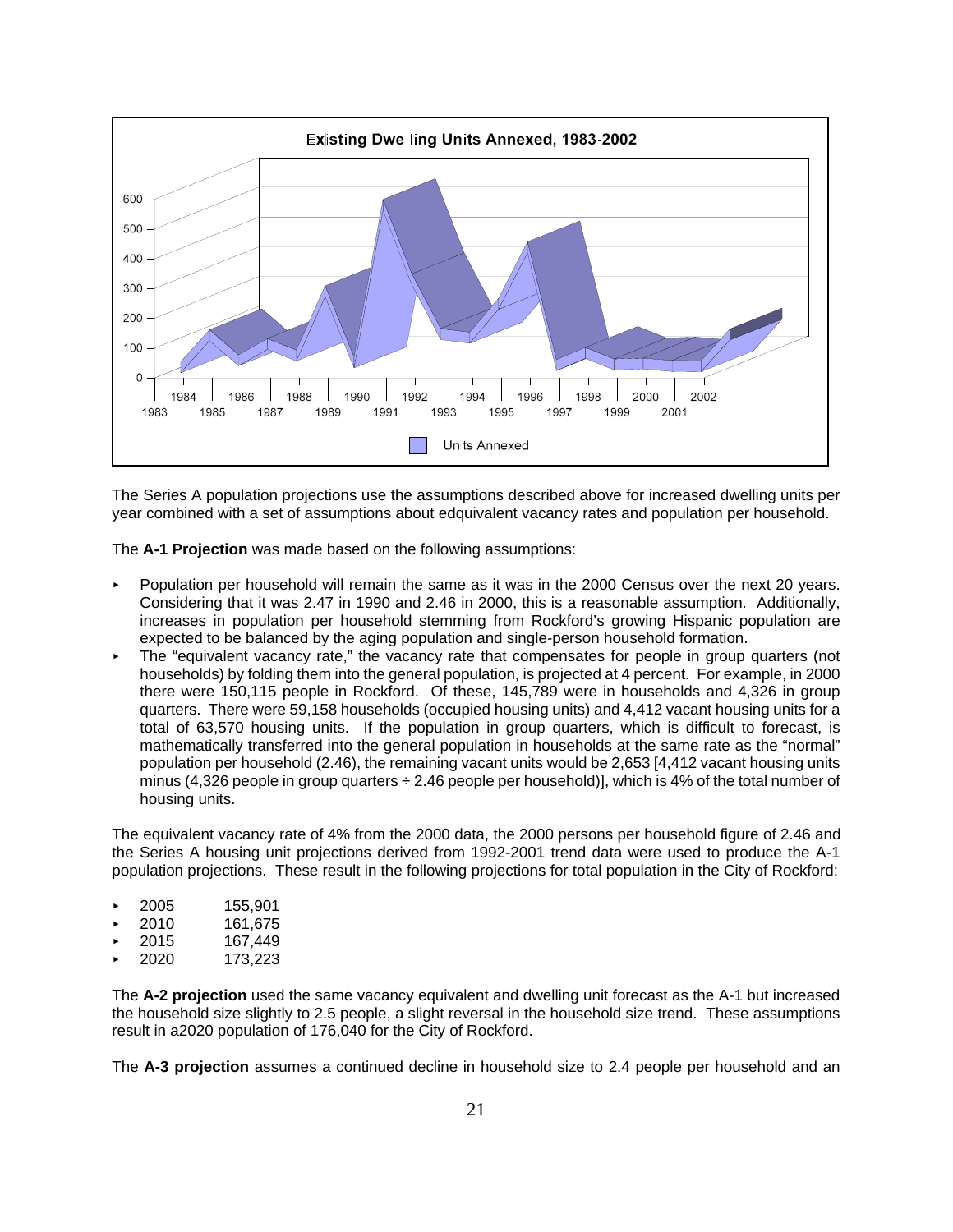The Series A population projections use the assumptions described above for increased dwelling units per year combined with a set of assumptions about edquivalent vacancy rates and population per household.

The **A-1 Projection** was made based on the following assumptions:

- Population per household will remain the same as it was in the 2000 Census over the next 20 years. Considering that it was 2.47 in 1990 and 2.46 in 2000, this is a reasonable assumption. Additionally, increases in population per household stemming from Rockford's growing Hispanic population are expected to be balanced by the aging population and single-person household formation.
- The "equivalent vacancy rate," the vacancy rate that compensates for people in group quarters (not households) by folding them into the general population, is projected at 4 percent. For example, in 2000 there were 150,115 people in Rockford. Of these, 145,789 were in households and 4,326 in group quarters. There were 59,158 households (occupied housing units) and 4,412 vacant housing units for a total of 63,570 housing units. If the population in group quarters, which is difficult to forecast, is mathematically transferred into the general population in households at the same rate as the "normal" population per household (2.46), the remaining vacant units would be 2,653 [4,412 vacant housing units minus (4,326 people in group quarters ÷ 2.46 people per household)], which is 4% of the total number of housing units.

The equivalent vacancy rate of 4% from the 2000 data, the 2000 persons per household figure of 2.46 and the Series A housing unit projections derived from 1992-2001 trend data were used to produce the A-1 population projections. These result in the following projections for total population in the City of Rockford:

- 2005 155,901
- 2010 161,675
- 2015 167,449
- 2020 173,223

The **A-2 projection** used the same vacancy equivalent and dwelling unit forecast as the A-1 but increased the household size slightly to 2.5 people, a slight reversal in the household size trend. These assumptions result in a2020 population of 176,040 for the City of Rockford.

The **A-3 projection** assumes a continued decline in household size to 2.4 people per household and an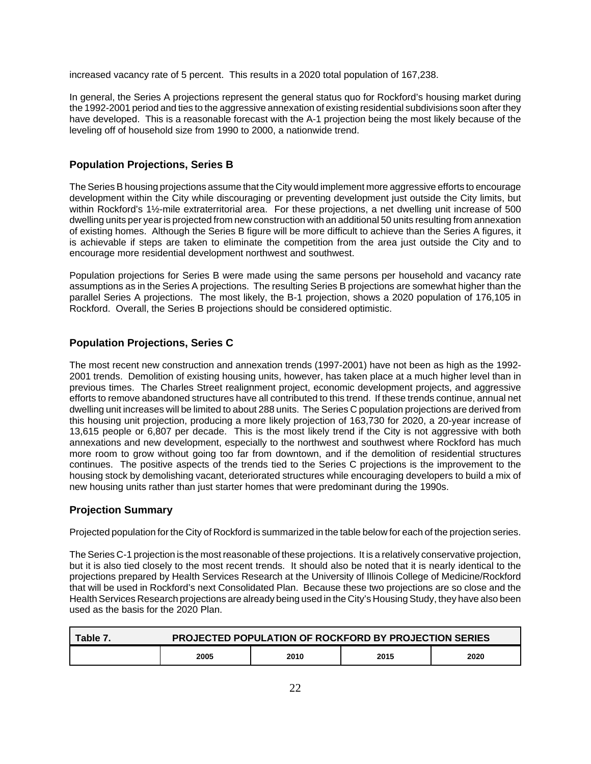increased vacancy rate of 5 percent. This results in a 2020 total population of 167,238.

In general, the Series A projections represent the general status quo for Rockford's housing market during the 1992-2001 period and ties to the aggressive annexation of existing residential subdivisions soon after they have developed. This is a reasonable forecast with the A-1 projection being the most likely because of the leveling off of household size from 1990 to 2000, a nationwide trend.

## Population Projections, Series B

The Series B housing projections assume that the City would implement more aggressive efforts to encourage development within the City while discouraging or preventing development just outside the City limits, but within Rockford's 1½-mile extraterritorial area. For these projections, a net dwelling unit increase of 500 dwelling units per year is projected from new construction with an additional 50 units resulting from annexation of existing homes. Although the Series B figure will be more difficult to achieve than the Series A figures, it is achievable if steps are taken to eliminate the competition from the area just outside the City and to encourage more residential development northwest and southwest.

Population projections for Series B were made using the same persons per household and vacancy rate assumptions as in the Series A projections. The resulting Series B projections are somewhat higher than the parallel Series A projections. The most likely, the B-1 projection, shows a 2020 population of 176,105 in Rockford. Overall, the Series B projections should be considered optimistic.

## Population Projections, Series C

The most recent new construction and annexation trends (1997-2001) have not been as high as the 1992-2001 trends. Demolition of existing housing units, however, has taken place at a much higher level than in previous times. The Charles Street realignment project, economic development projects, and aggressive efforts to remove abandoned structures have all contributed to this trend. If these trends continue, annual net dwelling unit increases will be limited to about 288 units. The Series C population projections are derived from this housing unit projection, producing a more likely projection of 163,730 for 2020, a 20-year increase of 13,615 people or 6,807 per decade. This is the most likely trend if the City is not aggressive with both annexations and new development, especially to the northwest and southwest where Rockford has much more room to grow without going too far from downtown, and if the demolition of residential structures continues. The positive aspects of the trends tied to the Series C projections is the improvement to the housing stock by demolishing vacant, deteriorated structures while encouraging developers to build a mix of new housing units rather than just starter homes that were predominant during the 1990s.

## Projection Summary

Projected population for the City of Rockford is summarized in the table below for each of the projection series.

The Series C-1 projection is the most reasonable of these projections. It is a relatively conservative projection, but it is also tied closely to the most recent trends. It should also be noted that it is nearly identical to the projections prepared by Health Services Research at the University of Illinois College of Medicine/Rockford that will be used in Rockford's next Consolidated Plan. Because these two projections are so close and the Health Services Research projections are already being used in the City's Housing Study, they have also been used as the basis for the 2020 Plan.

**Table 7. PROJECTED POPULATION OF ROCKFORD BY PROJECTION SERIES**

| | 2005 | 2010 | 2015 | 2020 |
|---|---|---|---|---|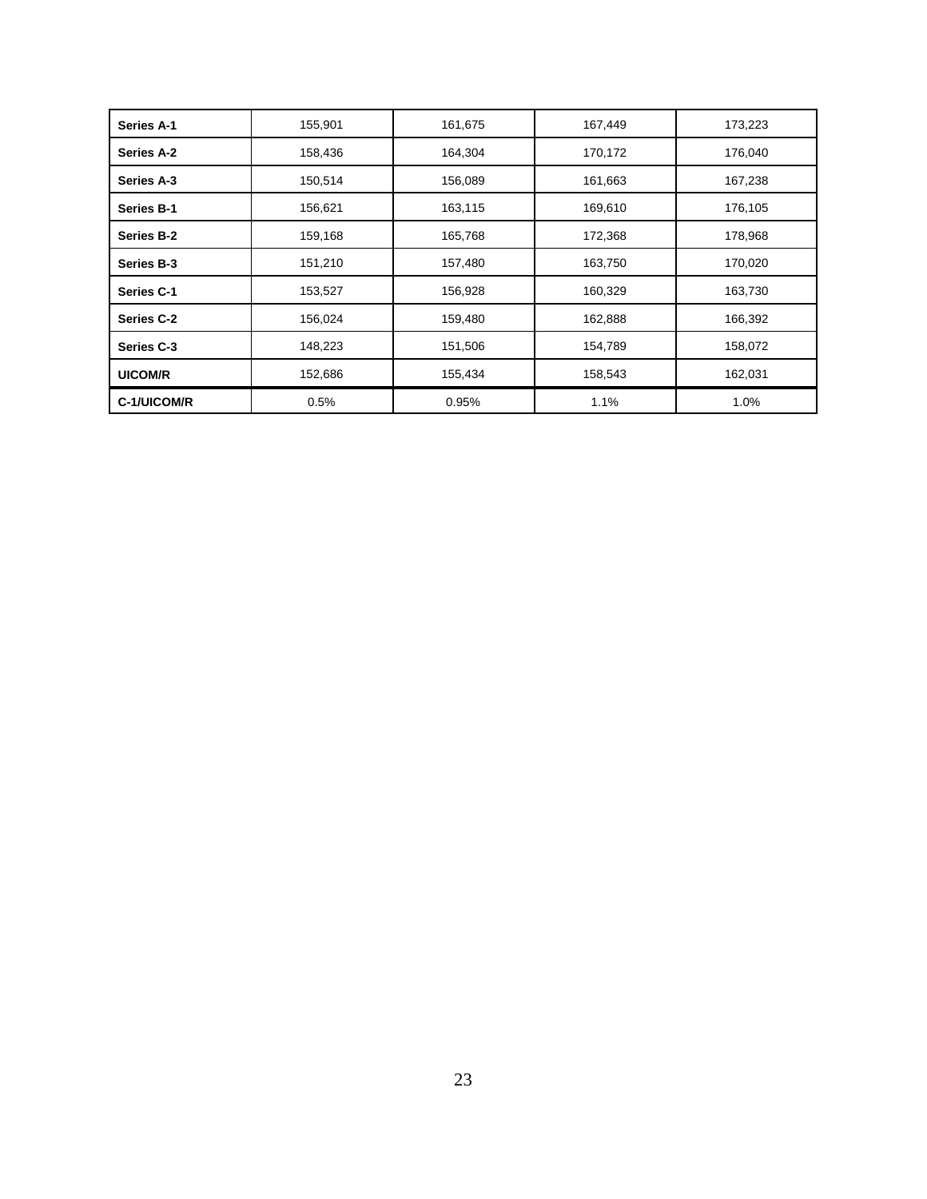| | | | | |
|---|---|---|---|---|
| **Series A-1** | 155,901 | 161,675 | 167,449 | 173,223 |
| **Series A-2** | 158,436 | 164,304 | 170,172 | 176,040 |
| **Series A-3** | 150,514 | 156,089 | 161,663 | 167,238 |
| **Series B-1** | 156,621 | 163,115 | 169,610 | 176,105 |
| **Series B-2** | 159,168 | 165,768 | 172,368 | 178,968 |
| **Series B-3** | 151,210 | 157,480 | 163,750 | 170,020 |
| **Series C-1** | 153,527 | 156,928 | 160,329 | 163,730 |
| **Series C-2** | 156,024 | 159,480 | 162,888 | 166,392 |
| **Series C-3** | 148,223 | 151,506 | 154,789 | 158,072 |
| **UICOM/R** | 152,686 | 155,434 | 158,543 | 162,031 |
| **C-1/UICOM/R** | 0.5% | 0.95% | 1.1% | 1.0% |